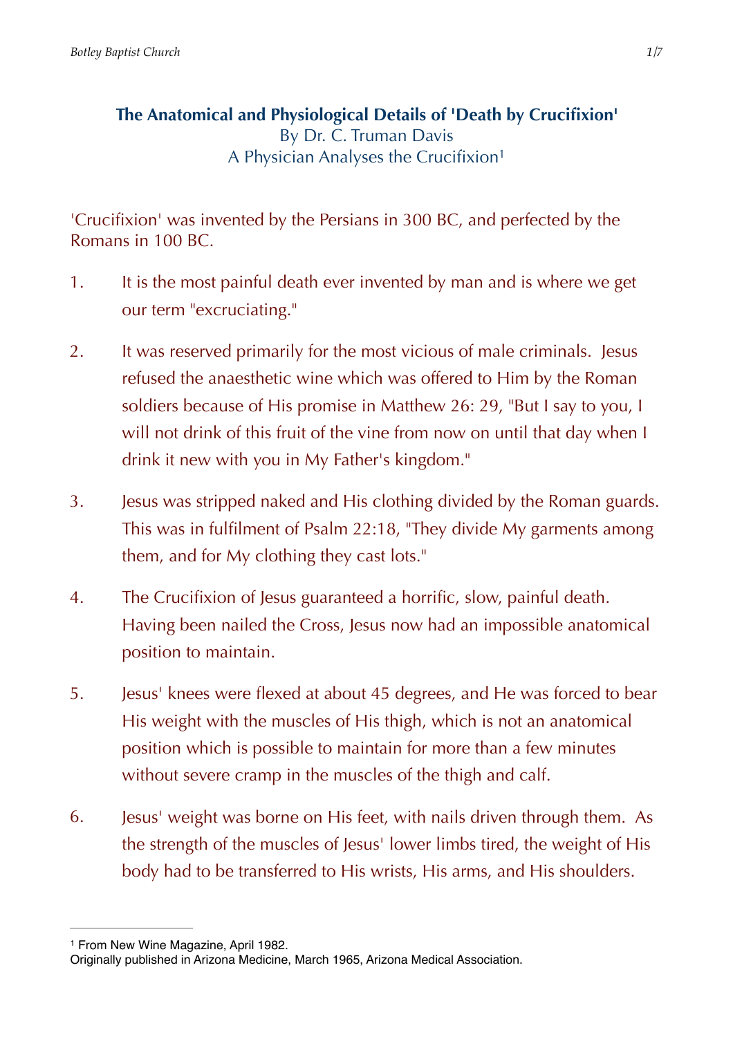# The Anatomical and Physiological Details of 'Death by Crucifixion'

By Dr. C. Truman Davis

A Physician Analyses the Crucifixion[1]

'Crucifixion' was invented by the Persians in 300 BC, and perfected by the Romans in 100 BC.

1. It is the most painful death ever invented by man and is where we get our term "excruciating."

2. It was reserved primarily for the most vicious of male criminals. Jesus refused the anaesthetic wine which was offered to Him by the Roman soldiers because of His promise in Matthew 26: 29, "But I say to you, I will not drink of this fruit of the vine from now on until that day when I drink it new with you in My Father's kingdom."

3. Jesus was stripped naked and His clothing divided by the Roman guards. This was in fulfilment of Psalm 22:18, "They divide My garments among them, and for My clothing they cast lots."

4. The Crucifixion of Jesus guaranteed a horrific, slow, painful death. Having been nailed the Cross, Jesus now had an impossible anatomical position to maintain.

5. Jesus' knees were flexed at about 45 degrees, and He was forced to bear His weight with the muscles of His thigh, which is not an anatomical position which is possible to maintain for more than a few minutes without severe cramp in the muscles of the thigh and calf.

6. Jesus' weight was borne on His feet, with nails driven through them. As the strength of the muscles of Jesus' lower limbs tired, the weight of His body had to be transferred to His wrists, His arms, and His shoulders.

---

[1] From New Wine Magazine, April 1982.
Originally published in Arizona Medicine, March 1965, Arizona Medical Association.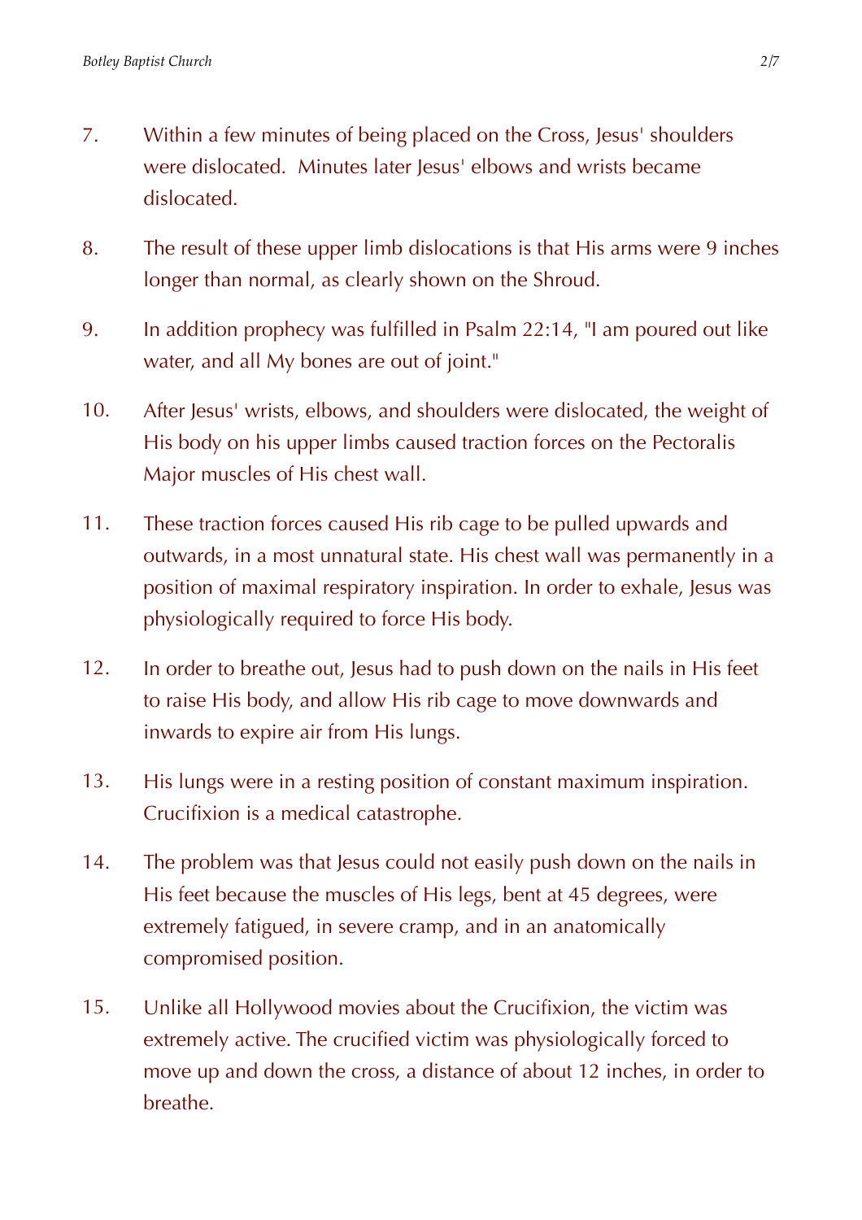7. Within a few minutes of being placed on the Cross, Jesus' shoulders were dislocated. Minutes later Jesus' elbows and wrists became dislocated.

8. The result of these upper limb dislocations is that His arms were 9 inches longer than normal, as clearly shown on the Shroud.

9. In addition prophecy was fulfilled in Psalm 22:14, "I am poured out like water, and all My bones are out of joint."

10. After Jesus' wrists, elbows, and shoulders were dislocated, the weight of His body on his upper limbs caused traction forces on the Pectoralis Major muscles of His chest wall.

11. These traction forces caused His rib cage to be pulled upwards and outwards, in a most unnatural state. His chest wall was permanently in a position of maximal respiratory inspiration. In order to exhale, Jesus was physiologically required to force His body.

12. In order to breathe out, Jesus had to push down on the nails in His feet to raise His body, and allow His rib cage to move downwards and inwards to expire air from His lungs.

13. His lungs were in a resting position of constant maximum inspiration. Crucifixion is a medical catastrophe.

14. The problem was that Jesus could not easily push down on the nails in His feet because the muscles of His legs, bent at 45 degrees, were extremely fatigued, in severe cramp, and in an anatomically compromised position.

15. Unlike all Hollywood movies about the Crucifixion, the victim was extremely active. The crucified victim was physiologically forced to move up and down the cross, a distance of about 12 inches, in order to breathe.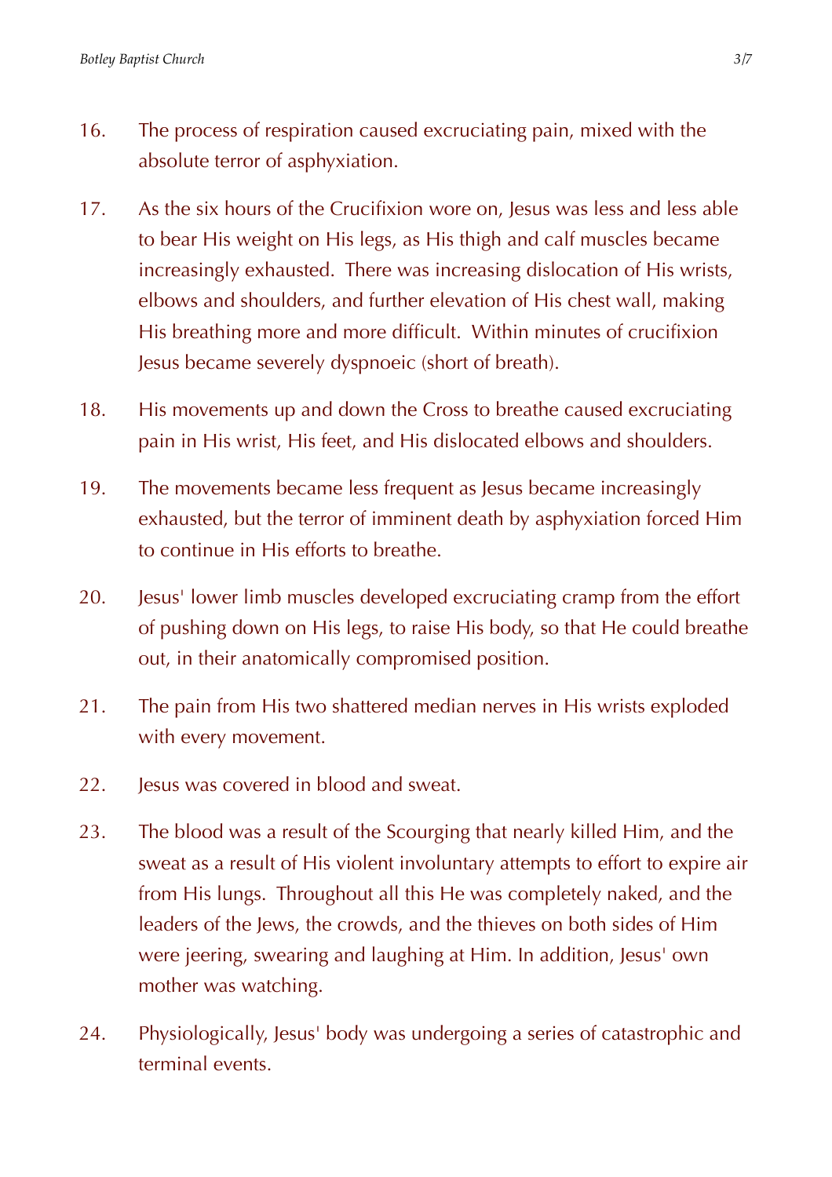16. The process of respiration caused excruciating pain, mixed with the absolute terror of asphyxiation.

17. As the six hours of the Crucifixion wore on, Jesus was less and less able to bear His weight on His legs, as His thigh and calf muscles became increasingly exhausted.  There was increasing dislocation of His wrists, elbows and shoulders, and further elevation of His chest wall, making His breathing more and more difficult.  Within minutes of crucifixion Jesus became severely dyspnoeic (short of breath).

18. His movements up and down the Cross to breathe caused excruciating pain in His wrist, His feet, and His dislocated elbows and shoulders.

19. The movements became less frequent as Jesus became increasingly exhausted, but the terror of imminent death by asphyxiation forced Him to continue in His efforts to breathe.

20. Jesus' lower limb muscles developed excruciating cramp from the effort of pushing down on His legs, to raise His body, so that He could breathe out, in their anatomically compromised position.

21. The pain from His two shattered median nerves in His wrists exploded with every movement.

22. Jesus was covered in blood and sweat.

23. The blood was a result of the Scourging that nearly killed Him, and the sweat as a result of His violent involuntary attempts to effort to expire air from His lungs.  Throughout all this He was completely naked, and the leaders of the Jews, the crowds, and the thieves on both sides of Him were jeering, swearing and laughing at Him. In addition, Jesus' own mother was watching.

24. Physiologically, Jesus' body was undergoing a series of catastrophic and terminal events.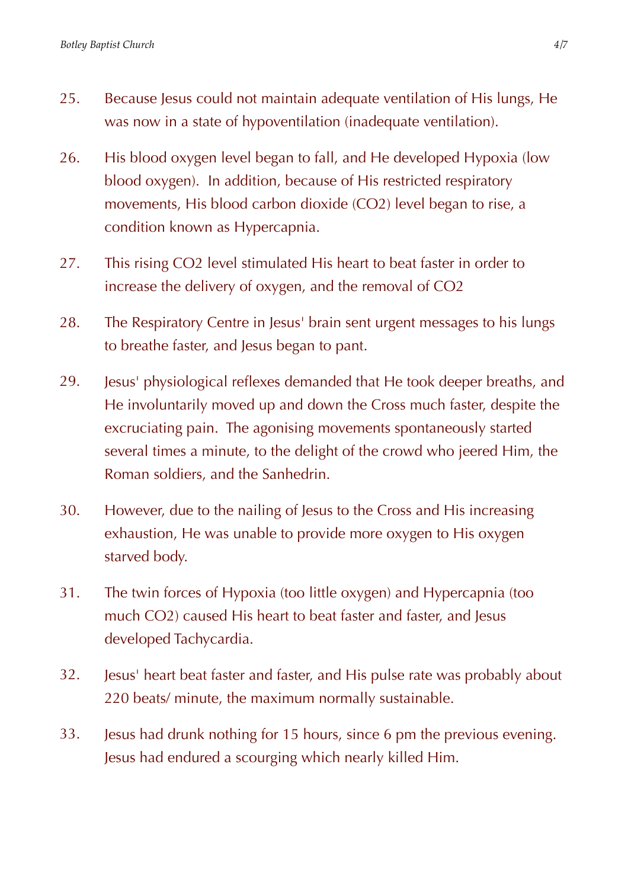25. Because Jesus could not maintain adequate ventilation of His lungs, He was now in a state of hypoventilation (inadequate ventilation).

26. His blood oxygen level began to fall, and He developed Hypoxia (low blood oxygen). In addition, because of His restricted respiratory movements, His blood carbon dioxide ($CO_2$) level began to rise, a condition known as Hypercapnia.

27. This rising $CO_2$ level stimulated His heart to beat faster in order to increase the delivery of oxygen, and the removal of $CO_2$

28. The Respiratory Centre in Jesus' brain sent urgent messages to his lungs to breathe faster, and Jesus began to pant.

29. Jesus' physiological reflexes demanded that He took deeper breaths, and He involuntarily moved up and down the Cross much faster, despite the excruciating pain. The agonising movements spontaneously started several times a minute, to the delight of the crowd who jeered Him, the Roman soldiers, and the Sanhedrin.

30. However, due to the nailing of Jesus to the Cross and His increasing exhaustion, He was unable to provide more oxygen to His oxygen starved body.

31. The twin forces of Hypoxia (too little oxygen) and Hypercapnia (too much $CO_2$) caused His heart to beat faster and faster, and Jesus developed Tachycardia.

32. Jesus' heart beat faster and faster, and His pulse rate was probably about 220 beats/ minute, the maximum normally sustainable.

33. Jesus had drunk nothing for 15 hours, since 6 pm the previous evening. Jesus had endured a scourging which nearly killed Him.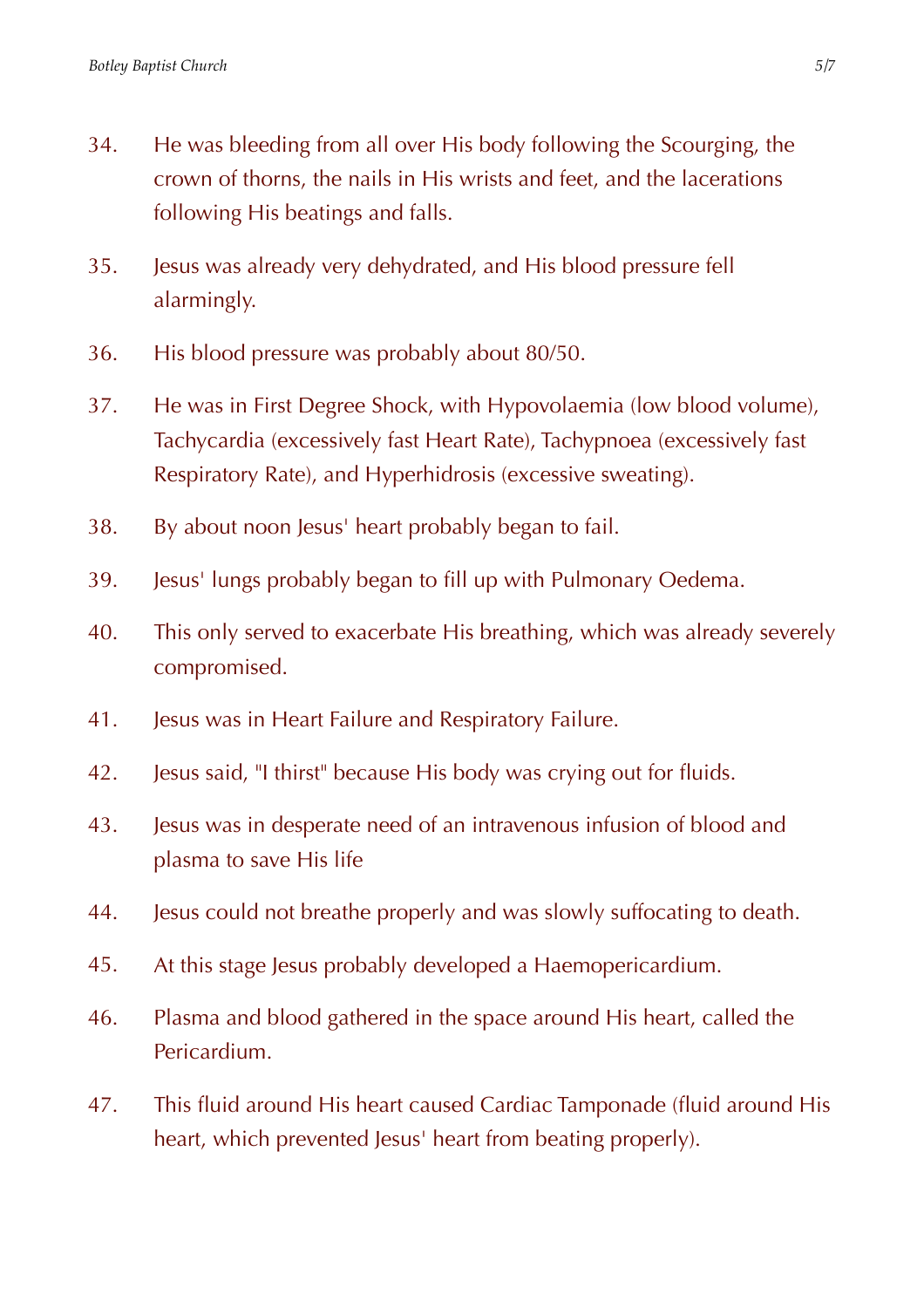34. He was bleeding from all over His body following the Scourging, the crown of thorns, the nails in His wrists and feet, and the lacerations following His beatings and falls.

35. Jesus was already very dehydrated, and His blood pressure fell alarmingly.

36. His blood pressure was probably about 80/50.

37. He was in First Degree Shock, with Hypovolaemia (low blood volume), Tachycardia (excessively fast Heart Rate), Tachypnoea (excessively fast Respiratory Rate), and Hyperhidrosis (excessive sweating).

38. By about noon Jesus' heart probably began to fail.

39. Jesus' lungs probably began to fill up with Pulmonary Oedema.

40. This only served to exacerbate His breathing, which was already severely compromised.

41. Jesus was in Heart Failure and Respiratory Failure.

42. Jesus said, "I thirst" because His body was crying out for fluids.

43. Jesus was in desperate need of an intravenous infusion of blood and plasma to save His life

44. Jesus could not breathe properly and was slowly suffocating to death.

45. At this stage Jesus probably developed a Haemopericardium.

46. Plasma and blood gathered in the space around His heart, called the Pericardium.

47. This fluid around His heart caused Cardiac Tamponade (fluid around His heart, which prevented Jesus' heart from beating properly).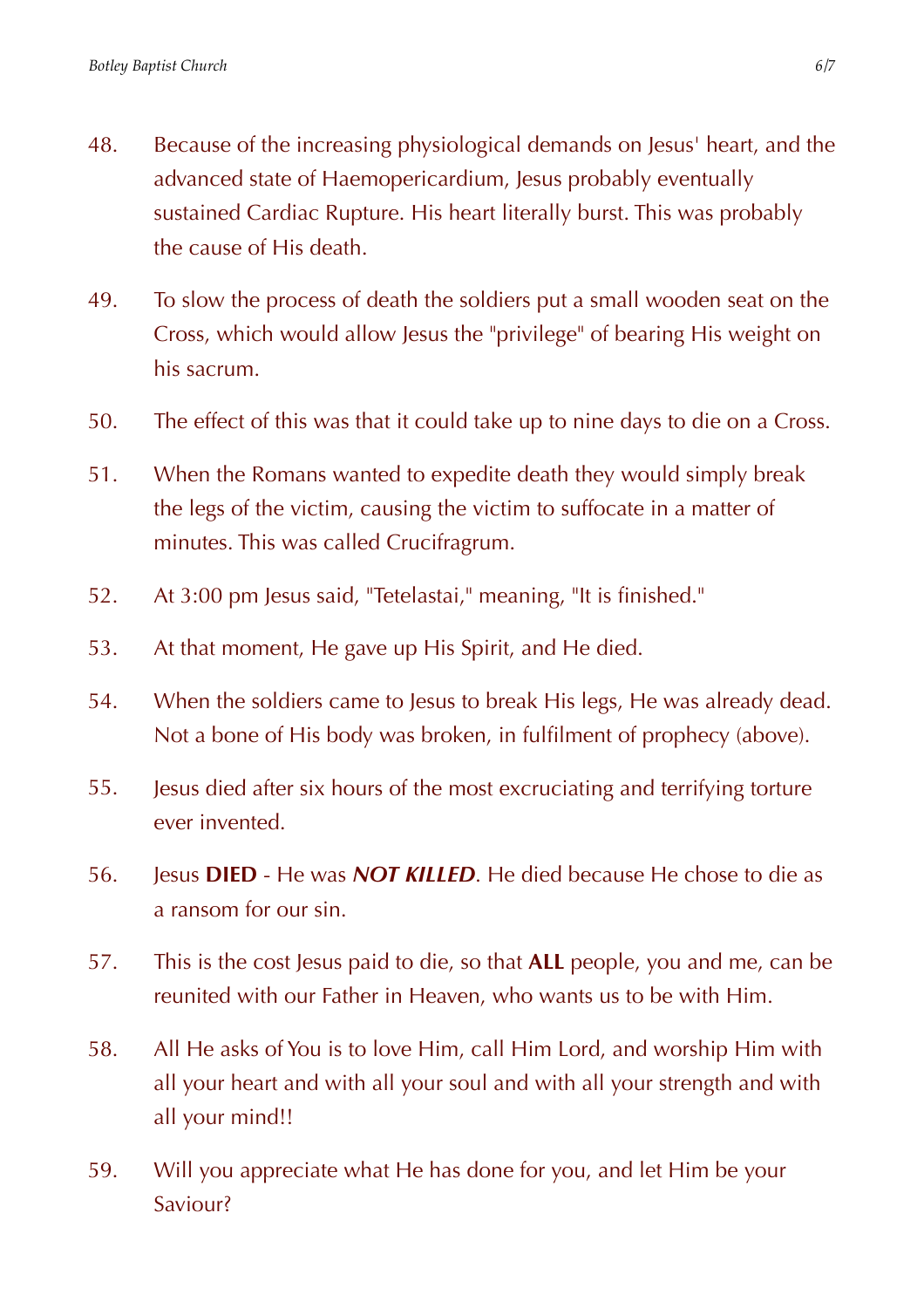48. Because of the increasing physiological demands on Jesus' heart, and the advanced state of Haemopericardium, Jesus probably eventually sustained Cardiac Rupture. His heart literally burst. This was probably the cause of His death.

49. To slow the process of death the soldiers put a small wooden seat on the Cross, which would allow Jesus the "privilege" of bearing His weight on his sacrum.

50. The effect of this was that it could take up to nine days to die on a Cross.

51. When the Romans wanted to expedite death they would simply break the legs of the victim, causing the victim to suffocate in a matter of minutes. This was called Crucifragrum.

52. At 3:00 pm Jesus said, "Tetelastai," meaning, "It is finished."

53. At that moment, He gave up His Spirit, and He died.

54. When the soldiers came to Jesus to break His legs, He was already dead. Not a bone of His body was broken, in fulfilment of prophecy (above).

55. Jesus died after six hours of the most excruciating and terrifying torture ever invented.

56. Jesus **DIED** - He was ***NOT KILLED***. He died because He chose to die as a ransom for our sin.

57. This is the cost Jesus paid to die, so that **ALL** people, you and me, can be reunited with our Father in Heaven, who wants us to be with Him.

58. All He asks of You is to love Him, call Him Lord, and worship Him with all your heart and with all your soul and with all your strength and with all your mind!!

59. Will you appreciate what He has done for you, and let Him be your Saviour?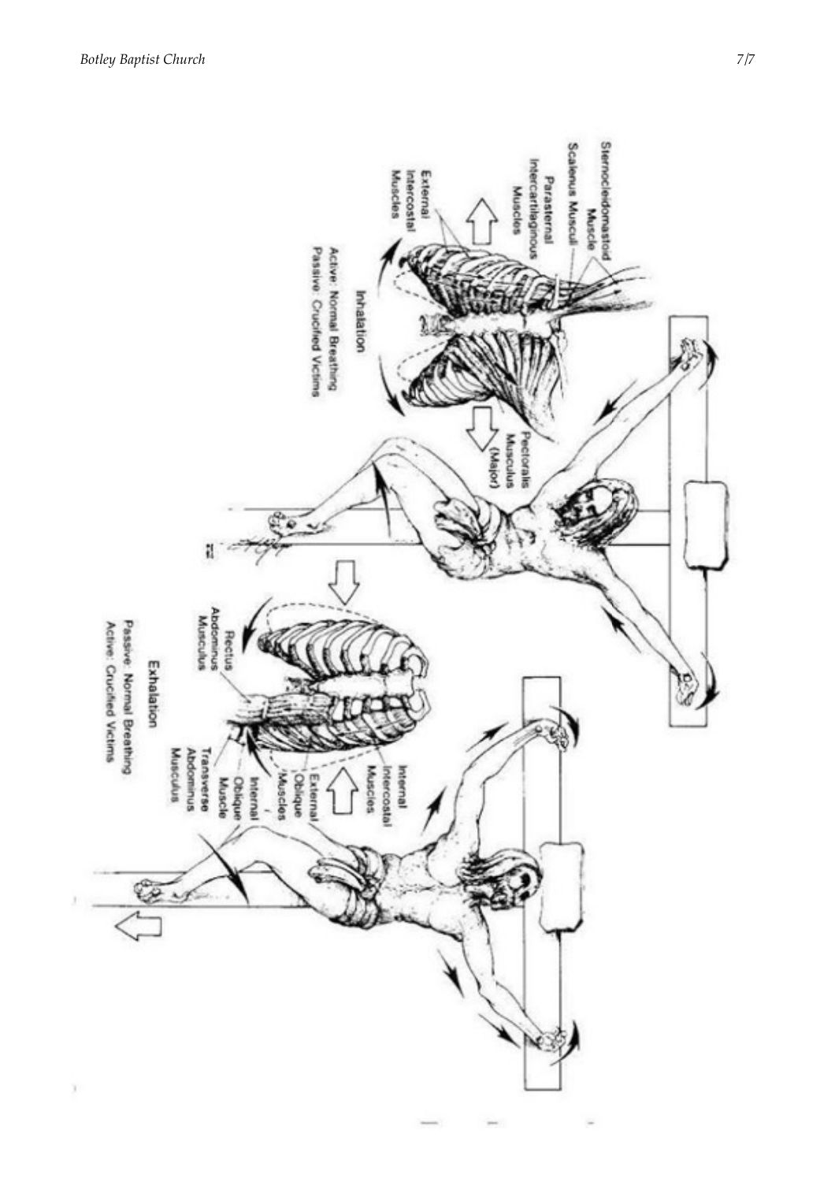Sternocleidomastoid Muscle

Scalenus Musculi

Parasternal Intercartilaginous Muscles

External Intercostal Muscles

Pectoralis Musculus (Major)

Inhalation

Active: Normal Breathing

Passive: Crucified Victims

Rectus Abdominus Musculus

Internal Intercostal Muscles

External Oblique Muscles

Internal Oblique Muscle

Transverse Abdominus Musculus

Exhalation

Passive: Normal Breathing

Active: Crucified Victims